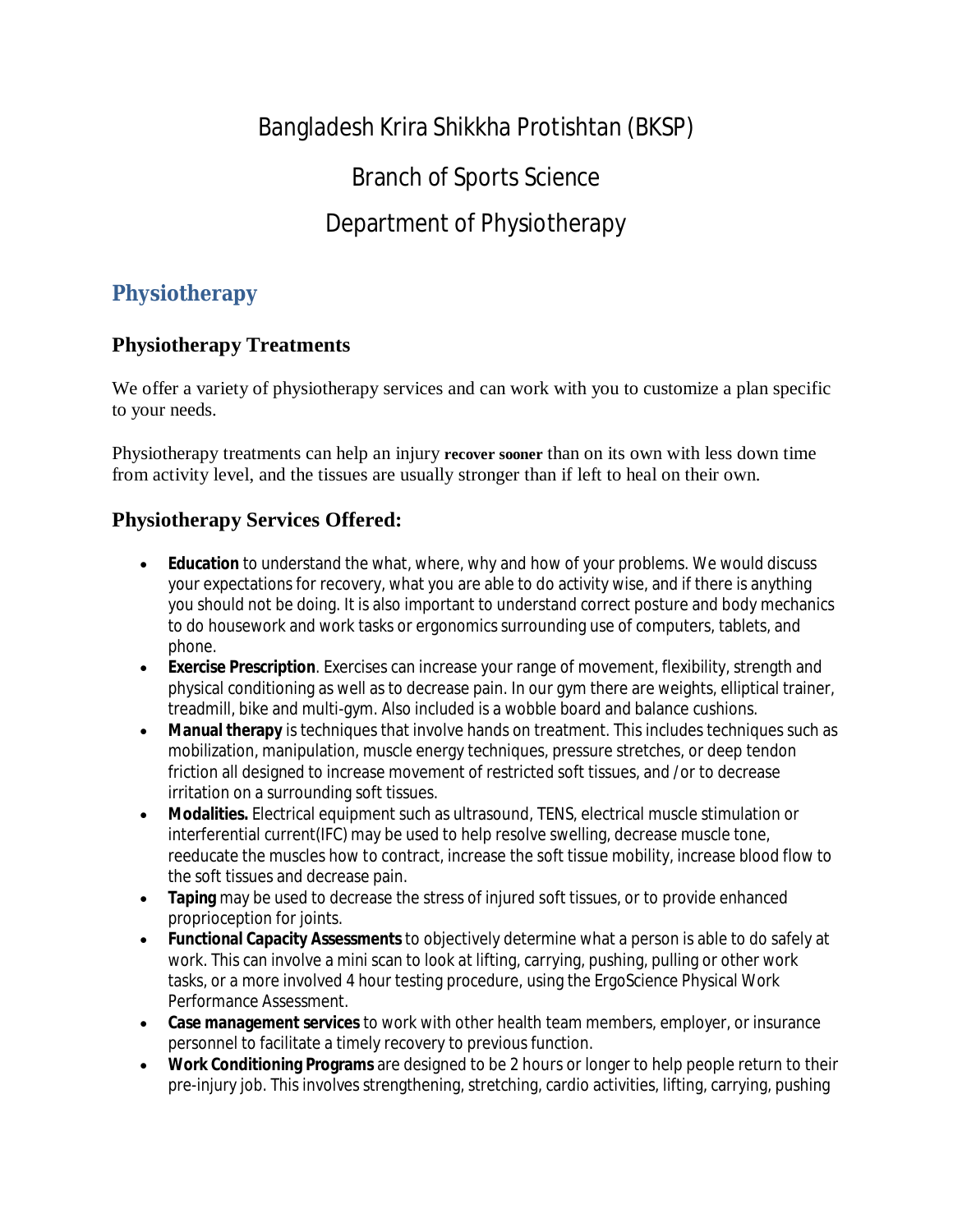Bangladesh Krira Shikkha Protishtan (BKSP)

Branch of Sports Science

Department of Physiotherapy

# Physiotherapy

## Physiotherapy Treatments

We offer a variety of physiotherapy services and can work with you to customize a plan specific to your needs.

Physiotherapy treatments can help an injury **recover sooner** than on its own with less down time from activity level, and the tissues are usually stronger than if left to heal on their own.

## Physiotherapy Services Offered:

- **Education** to understand the what, where, why and how of your problems. We would discuss your expectations for recovery, what you are able to do activity wise, and if there is anything you should not be doing. It is also important to understand correct posture and body mechanics to do housework and work tasks or ergonomics surrounding use of computers, tablets, and phone.
- **Exercise Prescription**. Exercises can increase your range of movement, flexibility, strength and physical conditioning as well as to decrease pain. In our gym there are weights, elliptical trainer, treadmill, bike and multi-gym. Also included is a wobble board and balance cushions.
- **Manual therapy** is techniques that involve hands on treatment. This includes techniques such as mobilization, manipulation, muscle energy techniques, pressure stretches, or deep tendon friction all designed to increase movement of restricted soft tissues, and /or to decrease irritation on a surrounding soft tissues.
- **Modalities.** Electrical equipment such as ultrasound, TENS, electrical muscle stimulation or interferential current(IFC) may be used to help resolve swelling, decrease muscle tone, reeducate the muscles how to contract, increase the soft tissue mobility, increase blood flow to the soft tissues and decrease pain.
- **Taping** may be used to decrease the stress of injured soft tissues, or to provide enhanced proprioception for joints.
- **Functional Capacity Assessments** to objectively determine what a person is able to do safely at work. This can involve a mini scan to look at lifting, carrying, pushing, pulling or other work tasks, or a more involved 4 hour testing procedure, using the ErgoScience Physical Work Performance Assessment.
- **Case management services** to work with other health team members, employer, or insurance personnel to facilitate a timely recovery to previous function.
- **Work Conditioning Programs** are designed to be 2 hours or longer to help people return to their pre-injury job. This involves strengthening, stretching, cardio activities, lifting, carrying, pushing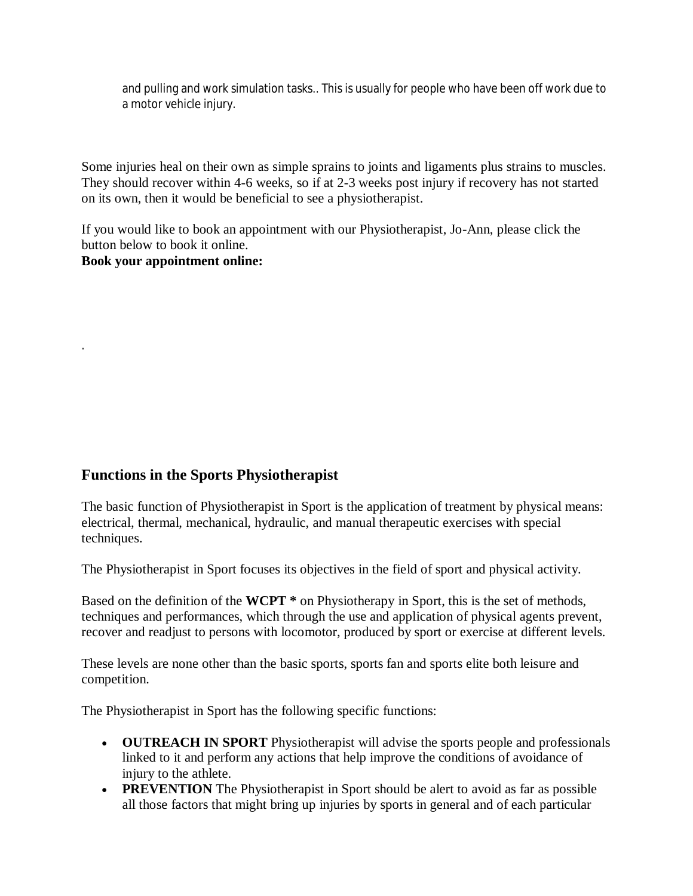and pulling and work simulation tasks.. This is usually for people who have been off work due to a motor vehicle injury.

Some injuries heal on their own as simple sprains to joints and ligaments plus strains to muscles. They should recover within 4-6 weeks, so if at 2-3 weeks post injury if recovery has not started on its own, then it would be beneficial to see a physiotherapist.

If you would like to book an appointment with our Physiotherapist, Jo-Ann, please click the button below to book it online.
**Book your appointment online:**

.

## Functions in the Sports Physiotherapist

The basic function of Physiotherapist in Sport is the application of treatment by physical means: electrical, thermal, mechanical, hydraulic, and manual therapeutic exercises with special techniques.

The Physiotherapist in Sport focuses its objectives in the field of sport and physical activity.

Based on the definition of the **WCPT *** on Physiotherapy in Sport, this is the set of methods, techniques and performances, which through the use and application of physical agents prevent, recover and readjust to persons with locomotor, produced by sport or exercise at different levels.

These levels are none other than the basic sports, sports fan and sports elite both leisure and competition.

The Physiotherapist in Sport has the following specific functions:

- **OUTREACH IN SPORT** Physiotherapist will advise the sports people and professionals linked to it and perform any actions that help improve the conditions of avoidance of injury to the athlete.
- **PREVENTION** The Physiotherapist in Sport should be alert to avoid as far as possible all those factors that might bring up injuries by sports in general and of each particular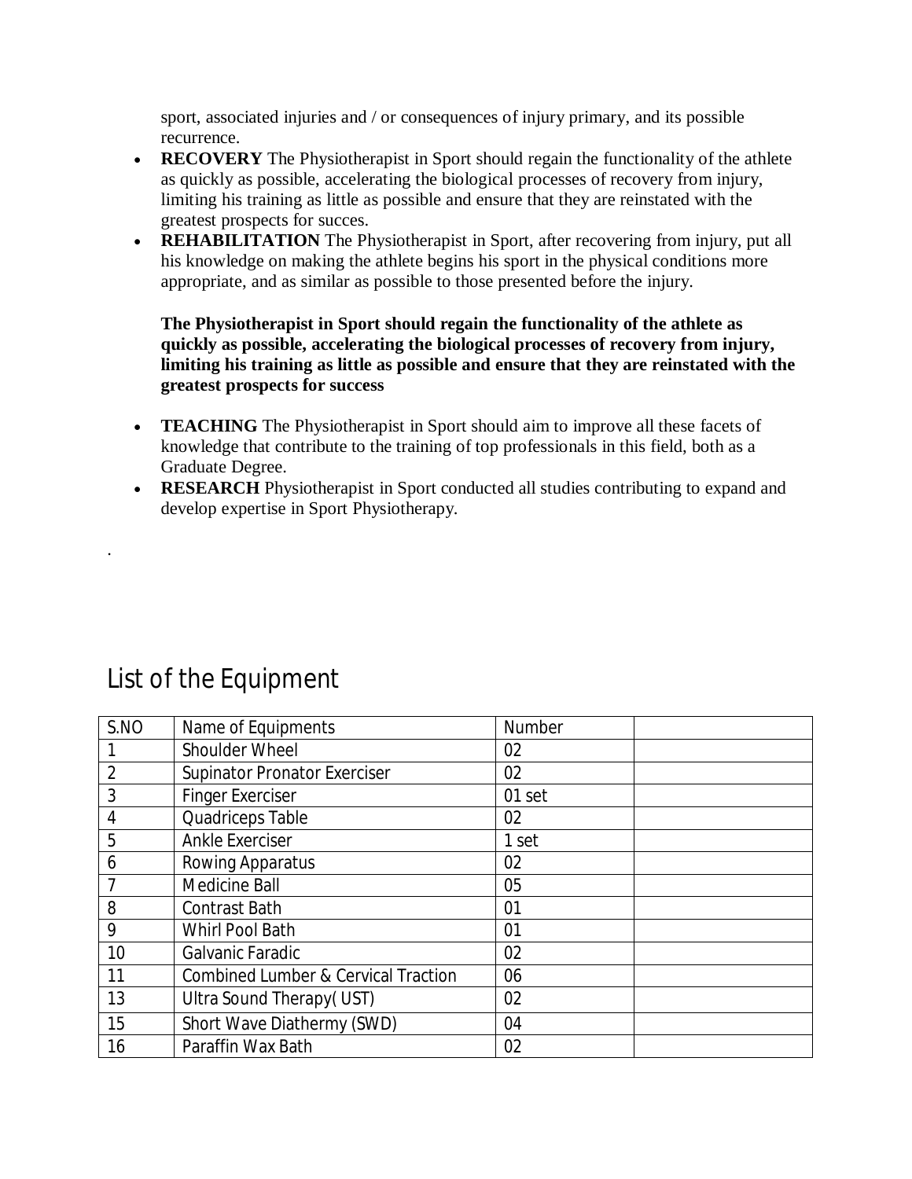sport, associated injuries and / or consequences of injury primary, and its possible recurrence.

- **RECOVERY** The Physiotherapist in Sport should regain the functionality of the athlete as quickly as possible, accelerating the biological processes of recovery from injury, limiting his training as little as possible and ensure that they are reinstated with the greatest prospects for succes.
- **REHABILITATION** The Physiotherapist in Sport, after recovering from injury, put all his knowledge on making the athlete begins his sport in the physical conditions more appropriate, and as similar as possible to those presented before the injury.

  **The Physiotherapist in Sport should regain the functionality of the athlete as quickly as possible, accelerating the biological processes of recovery from injury, limiting his training as little as possible and ensure that they are reinstated with the greatest prospects for success**

- **TEACHING** The Physiotherapist in Sport should aim to improve all these facets of knowledge that contribute to the training of top professionals in this field, both as a Graduate Degree.
- **RESEARCH** Physiotherapist in Sport conducted all studies contributing to expand and develop expertise in Sport Physiotherapy.

.

# List of the Equipment

| S.NO | Name of Equipments | Number | |
|---|---|---|---|
| 1 | Shoulder Wheel | 02 | |
| 2 | Supinator Pronator Exerciser | 02 | |
| 3 | Finger Exerciser | 01 set | |
| 4 | Quadriceps Table | 02 | |
| 5 | Ankle Exerciser | 1 set | |
| 6 | Rowing Apparatus | 02 | |
| 7 | Medicine Ball | 05 | |
| 8 | Contrast Bath | 01 | |
| 9 | Whirl Pool Bath | 01 | |
| 10 | Galvanic Faradic | 02 | |
| 11 | Combined Lumber & Cervical Traction | 06 | |
| 13 | Ultra Sound Therapy( UST) | 02 | |
| 15 | Short Wave Diathermy (SWD) | 04 | |
| 16 | Paraffin Wax Bath | 02 | |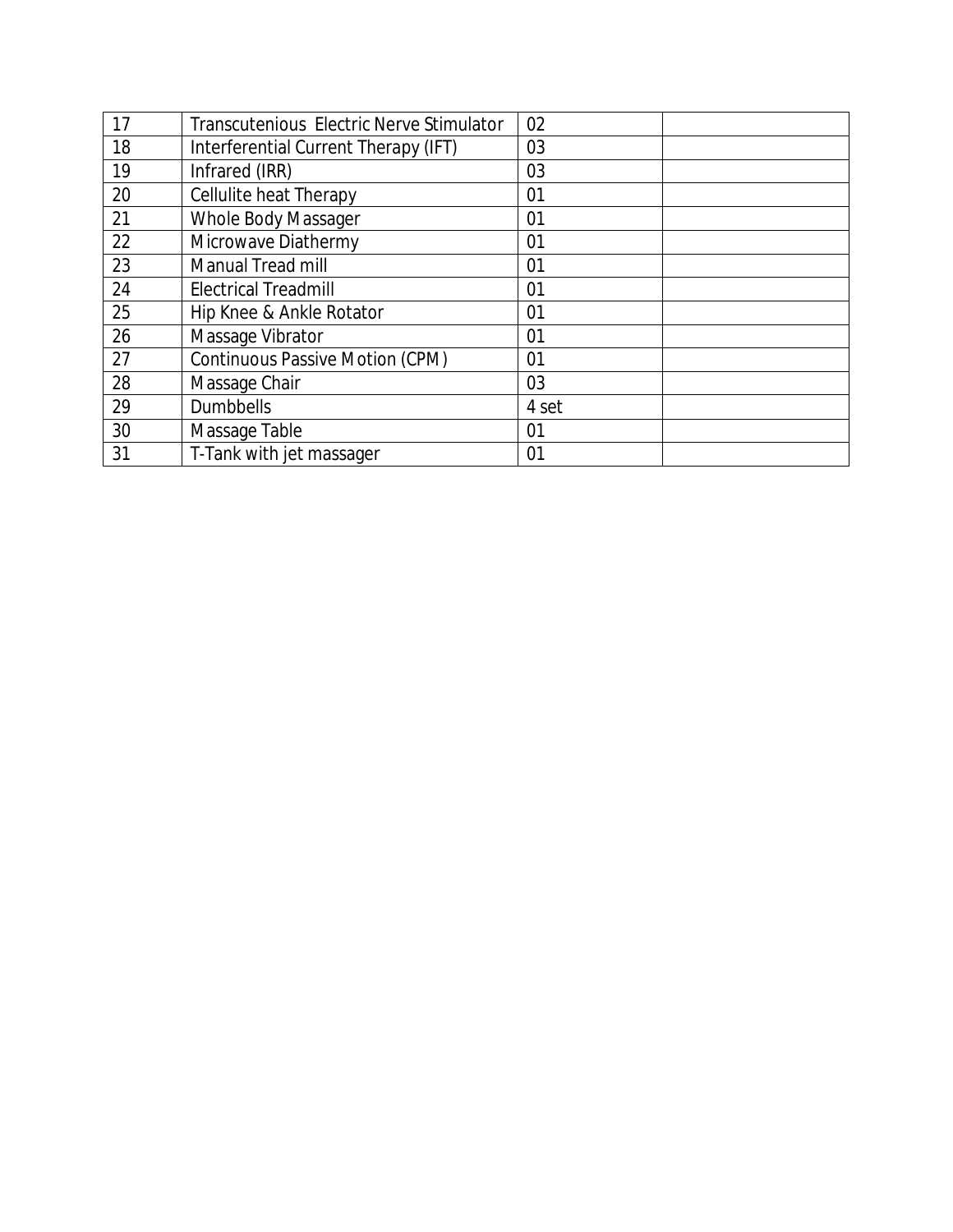| | | | |
|---|---|---|---|
| 17 | Transcutenious Electric Nerve Stimulator | 02 | |
| 18 | Interferential Current Therapy (IFT) | 03 | |
| 19 | Infrared (IRR) | 03 | |
| 20 | Cellulite heat Therapy | 01 | |
| 21 | Whole Body Massager | 01 | |
| 22 | Microwave Diathermy | 01 | |
| 23 | Manual Tread mill | 01 | |
| 24 | Electrical Treadmill | 01 | |
| 25 | Hip Knee & Ankle Rotator | 01 | |
| 26 | Massage Vibrator | 01 | |
| 27 | Continuous Passive Motion (CPM) | 01 | |
| 28 | Massage Chair | 03 | |
| 29 | Dumbbells | 4 set | |
| 30 | Massage Table | 01 | |
| 31 | T-Tank with jet massager | 01 | |